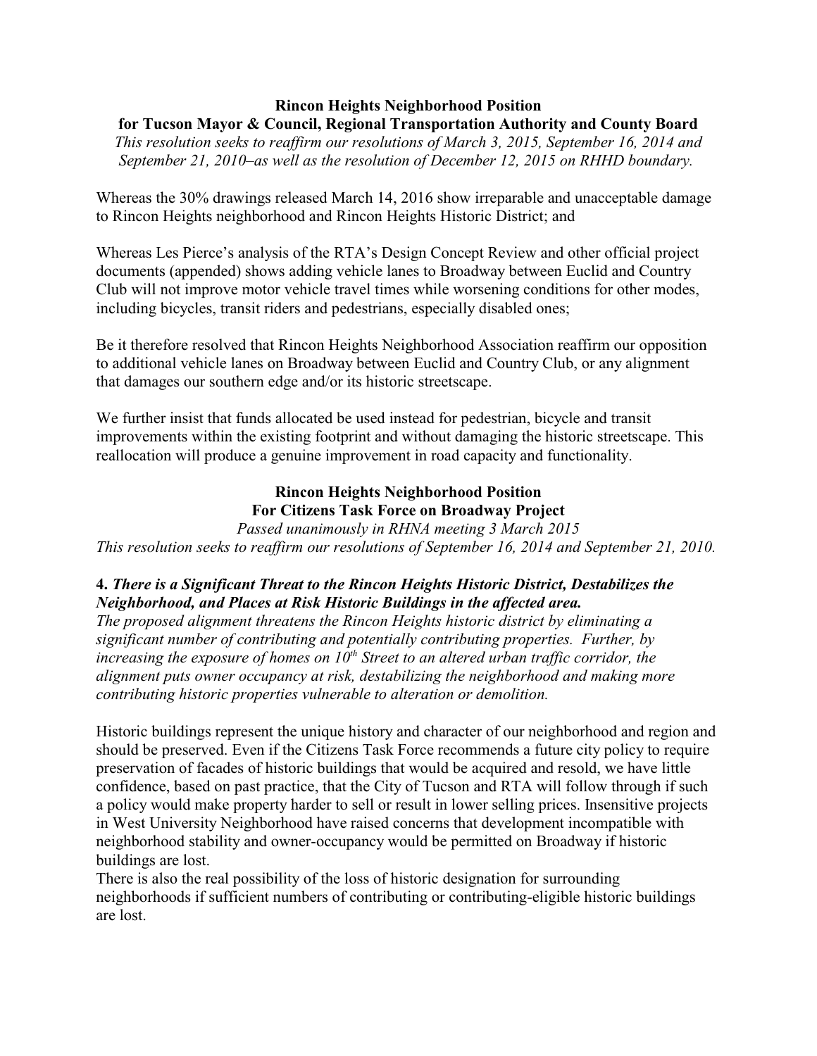**Rincon Heights Neighborhood Position**
**for Tucson Mayor & Council, Regional Transportation Authority and County Board**

*This resolution seeks to reaffirm our resolutions of March 3, 2015, September 16, 2014 and September 21, 2010–as well as the resolution of December 12, 2015 on RHHD boundary.*

Whereas the 30% drawings released March 14, 2016 show irreparable and unacceptable damage to Rincon Heights neighborhood and Rincon Heights Historic District; and

Whereas Les Pierce's analysis of the RTA's Design Concept Review and other official project documents (appended) shows adding vehicle lanes to Broadway between Euclid and Country Club will not improve motor vehicle travel times while worsening conditions for other modes, including bicycles, transit riders and pedestrians, especially disabled ones;

Be it therefore resolved that Rincon Heights Neighborhood Association reaffirm our opposition to additional vehicle lanes on Broadway between Euclid and Country Club, or any alignment that damages our southern edge and/or its historic streetscape.

We further insist that funds allocated be used instead for pedestrian, bicycle and transit improvements within the existing footprint and without damaging the historic streetscape. This reallocation will produce a genuine improvement in road capacity and functionality.

**Rincon Heights Neighborhood Position**
**For Citizens Task Force on Broadway Project**

*Passed unanimously in RHNA meeting 3 March 2015*
*This resolution seeks to reaffirm our resolutions of September 16, 2014 and September 21, 2010.*

**4.** ***There is a Significant Threat to the Rincon Heights Historic District, Destabilizes the Neighborhood, and Places at Risk Historic Buildings in the affected area.***
*The proposed alignment threatens the Rincon Heights historic district by eliminating a significant number of contributing and potentially contributing properties. Further, by increasing the exposure of homes on 10th Street to an altered urban traffic corridor, the alignment puts owner occupancy at risk, destabilizing the neighborhood and making more contributing historic properties vulnerable to alteration or demolition.*

Historic buildings represent the unique history and character of our neighborhood and region and should be preserved. Even if the Citizens Task Force recommends a future city policy to require preservation of facades of historic buildings that would be acquired and resold, we have little confidence, based on past practice, that the City of Tucson and RTA will follow through if such a policy would make property harder to sell or result in lower selling prices. Insensitive projects in West University Neighborhood have raised concerns that development incompatible with neighborhood stability and owner-occupancy would be permitted on Broadway if historic buildings are lost.
There is also the real possibility of the loss of historic designation for surrounding neighborhoods if sufficient numbers of contributing or contributing-eligible historic buildings are lost.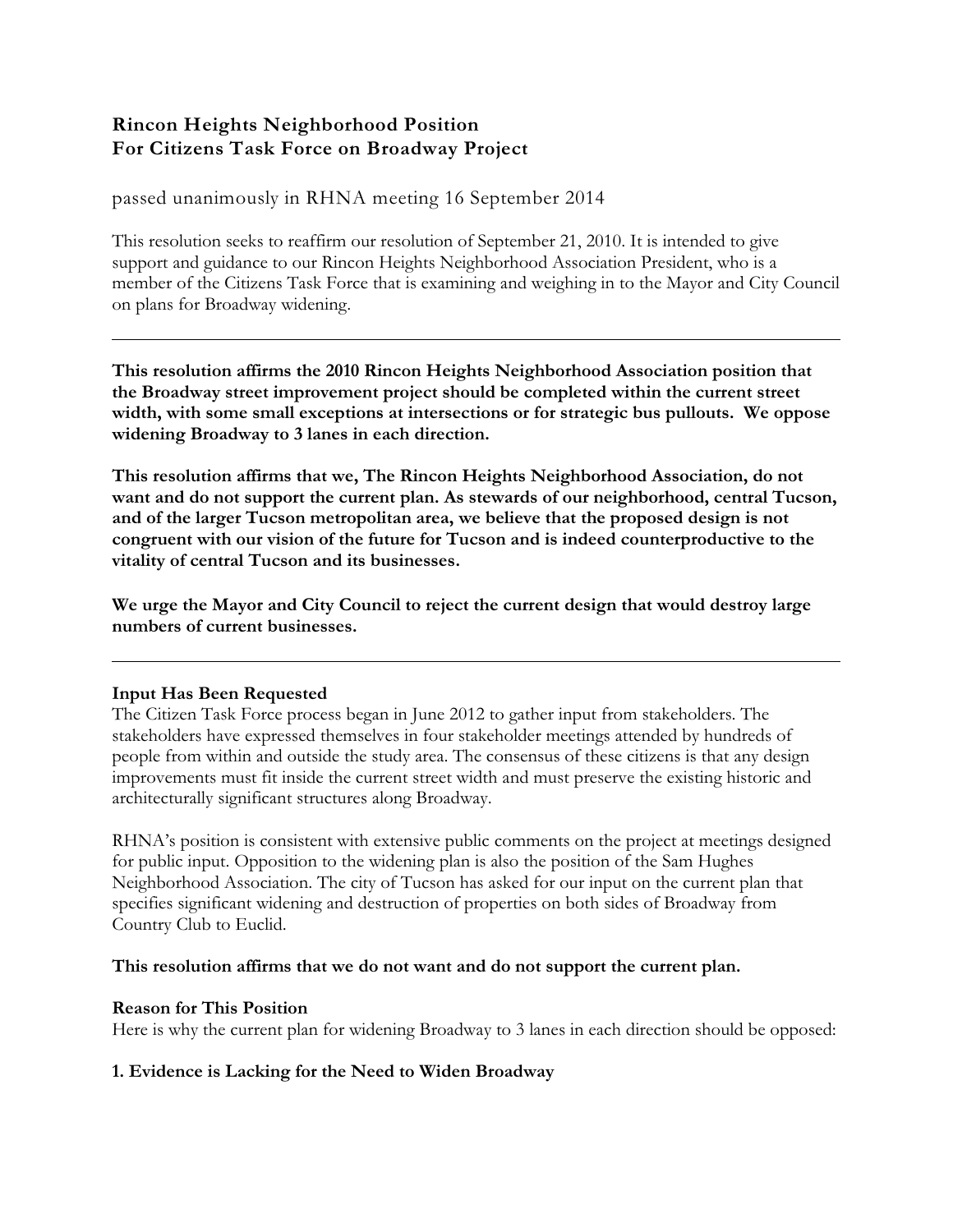## Rincon Heights Neighborhood Position For Citizens Task Force on Broadway Project

passed unanimously in RHNA meeting 16 September 2014

This resolution seeks to reaffirm our resolution of September 21, 2010. It is intended to give support and guidance to our Rincon Heights Neighborhood Association President, who is a member of the Citizens Task Force that is examining and weighing in to the Mayor and City Council on plans for Broadway widening.

---

**This resolution affirms the 2010 Rincon Heights Neighborhood Association position that the Broadway street improvement project should be completed within the current street width, with some small exceptions at intersections or for strategic bus pullouts. We oppose widening Broadway to 3 lanes in each direction.**

**This resolution affirms that we, The Rincon Heights Neighborhood Association, do not want and do not support the current plan. As stewards of our neighborhood, central Tucson, and of the larger Tucson metropolitan area, we believe that the proposed design is not congruent with our vision of the future for Tucson and is indeed counterproductive to the vitality of central Tucson and its businesses.**

**We urge the Mayor and City Council to reject the current design that would destroy large numbers of current businesses.**

---

### Input Has Been Requested

The Citizen Task Force process began in June 2012 to gather input from stakeholders. The stakeholders have expressed themselves in four stakeholder meetings attended by hundreds of people from within and outside the study area. The consensus of these citizens is that any design improvements must fit inside the current street width and must preserve the existing historic and architecturally significant structures along Broadway.

RHNA's position is consistent with extensive public comments on the project at meetings designed for public input. Opposition to the widening plan is also the position of the Sam Hughes Neighborhood Association. The city of Tucson has asked for our input on the current plan that specifies significant widening and destruction of properties on both sides of Broadway from Country Club to Euclid.

**This resolution affirms that we do not want and do not support the current plan.**

### Reason for This Position

Here is why the current plan for widening Broadway to 3 lanes in each direction should be opposed:

#### 1. Evidence is Lacking for the Need to Widen Broadway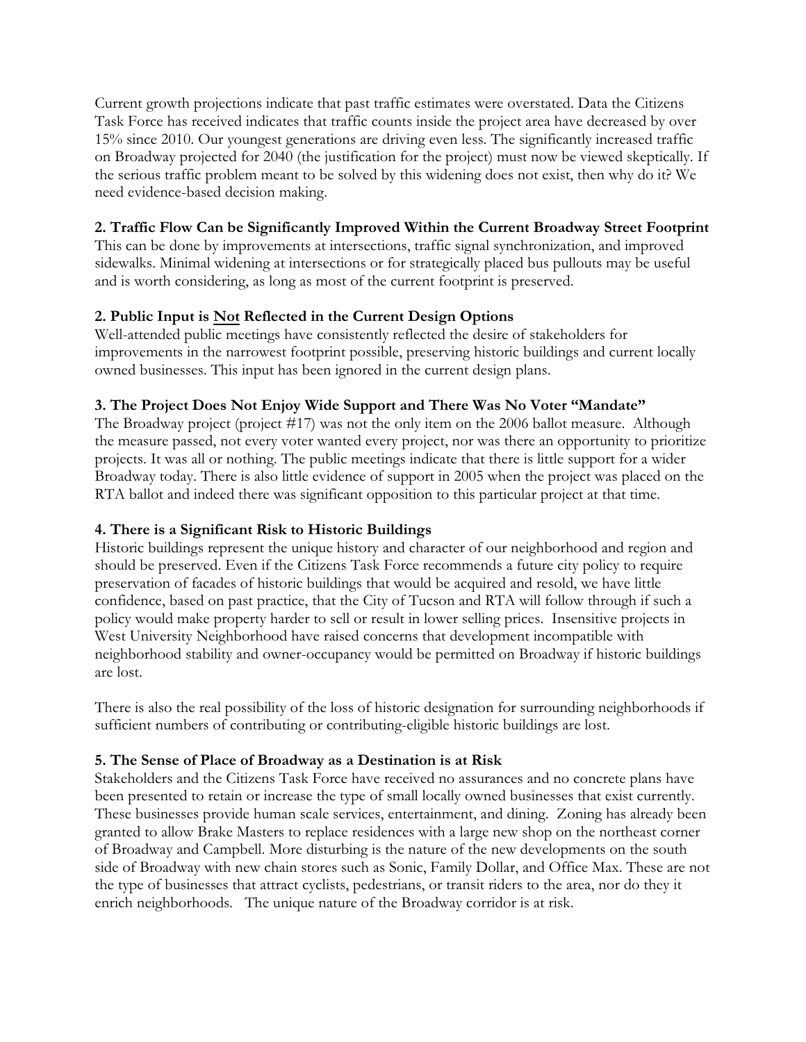Current growth projections indicate that past traffic estimates were overstated. Data the Citizens Task Force has received indicates that traffic counts inside the project area have decreased by over 15% since 2010. Our youngest generations are driving even less. The significantly increased traffic on Broadway projected for 2040 (the justification for the project) must now be viewed skeptically. If the serious traffic problem meant to be solved by this widening does not exist, then why do it? We need evidence-based decision making.

**2. Traffic Flow Can be Significantly Improved Within the Current Broadway Street Footprint**

This can be done by improvements at intersections, traffic signal synchronization, and improved sidewalks. Minimal widening at intersections or for strategically placed bus pullouts may be useful and is worth considering, as long as most of the current footprint is preserved.

**2. Public Input is <u>Not</u> Reflected in the Current Design Options**

Well-attended public meetings have consistently reflected the desire of stakeholders for improvements in the narrowest footprint possible, preserving historic buildings and current locally owned businesses. This input has been ignored in the current design plans.

**3. The Project Does Not Enjoy Wide Support and There Was No Voter "Mandate"**

The Broadway project (project #17) was not the only item on the 2006 ballot measure. Although the measure passed, not every voter wanted every project, nor was there an opportunity to prioritize projects. It was all or nothing. The public meetings indicate that there is little support for a wider Broadway today. There is also little evidence of support in 2005 when the project was placed on the RTA ballot and indeed there was significant opposition to this particular project at that time.

**4. There is a Significant Risk to Historic Buildings**

Historic buildings represent the unique history and character of our neighborhood and region and should be preserved. Even if the Citizens Task Force recommends a future city policy to require preservation of facades of historic buildings that would be acquired and resold, we have little confidence, based on past practice, that the City of Tucson and RTA will follow through if such a policy would make property harder to sell or result in lower selling prices. Insensitive projects in West University Neighborhood have raised concerns that development incompatible with neighborhood stability and owner-occupancy would be permitted on Broadway if historic buildings are lost.

There is also the real possibility of the loss of historic designation for surrounding neighborhoods if sufficient numbers of contributing or contributing-eligible historic buildings are lost.

**5. The Sense of Place of Broadway as a Destination is at Risk**

Stakeholders and the Citizens Task Force have received no assurances and no concrete plans have been presented to retain or increase the type of small locally owned businesses that exist currently. These businesses provide human scale services, entertainment, and dining. Zoning has already been granted to allow Brake Masters to replace residences with a large new shop on the northeast corner of Broadway and Campbell. More disturbing is the nature of the new developments on the south side of Broadway with new chain stores such as Sonic, Family Dollar, and Office Max. These are not the type of businesses that attract cyclists, pedestrians, or transit riders to the area, nor do they it enrich neighborhoods. The unique nature of the Broadway corridor is at risk.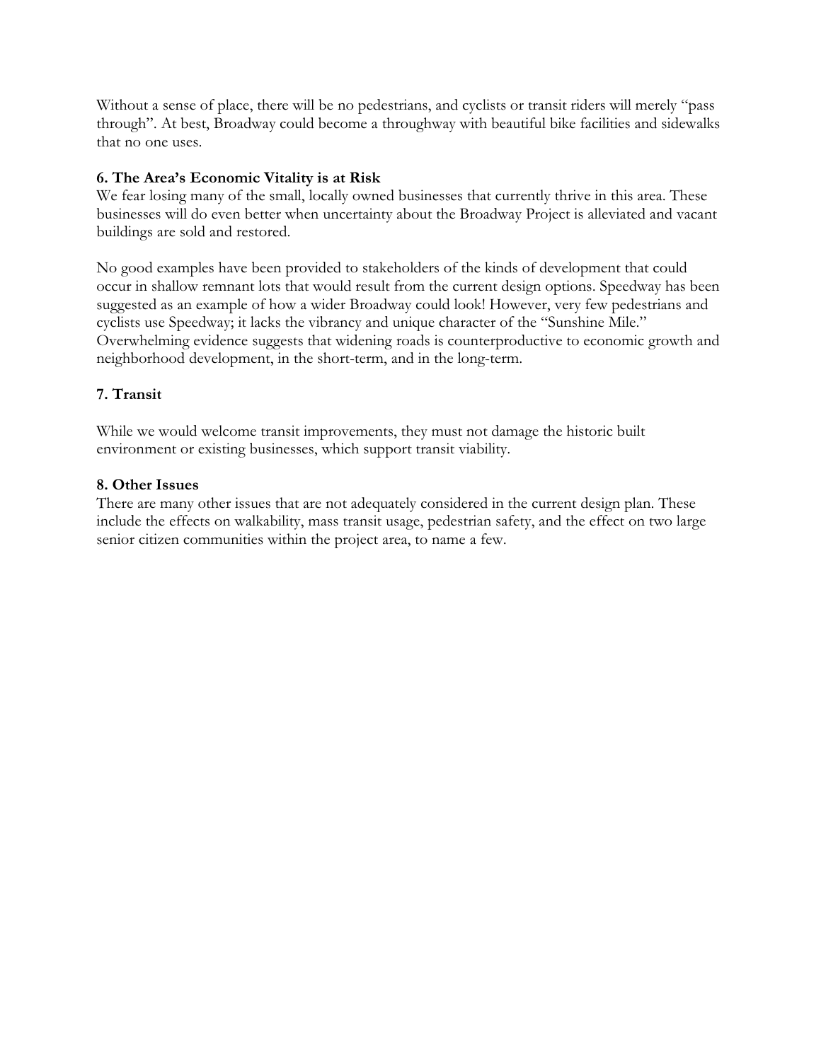Without a sense of place, there will be no pedestrians, and cyclists or transit riders will merely "pass through". At best, Broadway could become a throughway with beautiful bike facilities and sidewalks that no one uses.

**6. The Area's Economic Vitality is at Risk**

We fear losing many of the small, locally owned businesses that currently thrive in this area. These businesses will do even better when uncertainty about the Broadway Project is alleviated and vacant buildings are sold and restored.

No good examples have been provided to stakeholders of the kinds of development that could occur in shallow remnant lots that would result from the current design options. Speedway has been suggested as an example of how a wider Broadway could look! However, very few pedestrians and cyclists use Speedway; it lacks the vibrancy and unique character of the "Sunshine Mile." Overwhelming evidence suggests that widening roads is counterproductive to economic growth and neighborhood development, in the short-term, and in the long-term.

**7. Transit**

While we would welcome transit improvements, they must not damage the historic built environment or existing businesses, which support transit viability.

**8. Other Issues**

There are many other issues that are not adequately considered in the current design plan. These include the effects on walkability, mass transit usage, pedestrian safety, and the effect on two large senior citizen communities within the project area, to name a few.